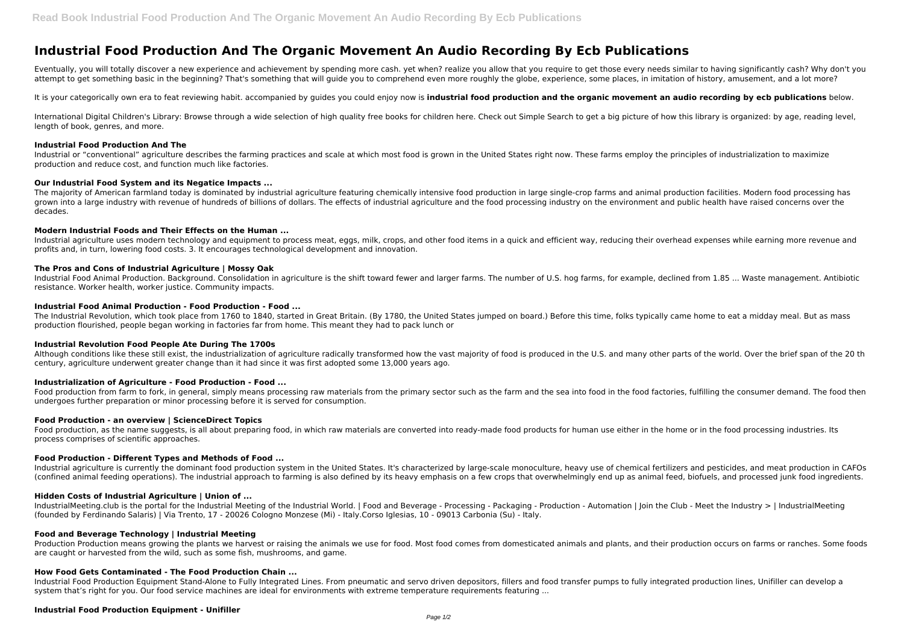# Industrial Food Production And The Organic Movement An Audio Recording By Ecb Publications

Eventually, you will totally discover a new experience and achievement by spending more cash. yet when? realize you allow that you require to get those every needs similar to having significantly cash? Why don't you attempt to get something basic in the beginning? That's something that will guide you to comprehend even more roughly the globe, experience, some places, in imitation of history, amusement, and a lot more?

It is your categorically own era to feat reviewing habit. accompanied by guides you could enjoy now is **industrial food production and the organic movement an audio recording by ecb publications** below.

International Digital Children's Library: Browse through a wide selection of high quality free books for children here. Check out Simple Search to get a big picture of how this library is organized: by age, reading level, length of book, genres, and more.

### Industrial Food Production And The

Industrial or "conventional" agriculture describes the farming practices and scale at which most food is grown in the United States right now. These farms employ the principles of industrialization to maximize production and reduce cost, and function much like factories.

### Our Industrial Food System and its Negatice Impacts ...

The majority of American farmland today is dominated by industrial agriculture featuring chemically intensive food production in large single-crop farms and animal production facilities. Modern food processing has grown into a large industry with revenue of hundreds of billions of dollars. The effects of industrial agriculture and the food processing industry on the environment and public health have raised concerns over the decades.

### Modern Industrial Foods and Their Effects on the Human ...

Industrial agriculture uses modern technology and equipment to process meat, eggs, milk, crops, and other food items in a quick and efficient way, reducing their overhead expenses while earning more revenue and profits and, in turn, lowering food costs. 3. It encourages technological development and innovation.

### The Pros and Cons of Industrial Agriculture | Mossy Oak

Industrial Food Animal Production. Background. Consolidation in agriculture is the shift toward fewer and larger farms. The number of U.S. hog farms, for example, declined from 1.85 ... Waste management. Antibiotic resistance. Worker health, worker justice. Community impacts.

### Industrial Food Animal Production - Food Production - Food ...

The Industrial Revolution, which took place from 1760 to 1840, started in Great Britain. (By 1780, the United States jumped on board.) Before this time, folks typically came home to eat a midday meal. But as mass production flourished, people began working in factories far from home. This meant they had to pack lunch or

### Industrial Revolution Food People Ate During The 1700s

Although conditions like these still exist, the industrialization of agriculture radically transformed how the vast majority of food is produced in the U.S. and many other parts of the world. Over the brief span of the 20 th century, agriculture underwent greater change than it had since it was first adopted some 13,000 years ago.

### Industrialization of Agriculture - Food Production - Food ...

Food production from farm to fork, in general, simply means processing raw materials from the primary sector such as the farm and the sea into food in the food factories, fulfilling the consumer demand. The food then undergoes further preparation or minor processing before it is served for consumption.

### Food Production - an overview | ScienceDirect Topics

Food production, as the name suggests, is all about preparing food, in which raw materials are converted into ready-made food products for human use either in the home or in the food processing industries. Its process comprises of scientific approaches.

### Food Production - Different Types and Methods of Food ...

Industrial agriculture is currently the dominant food production system in the United States. It's characterized by large-scale monoculture, heavy use of chemical fertilizers and pesticides, and meat production in CAFOs (confined animal feeding operations). The industrial approach to farming is also defined by its heavy emphasis on a few crops that overwhelmingly end up as animal feed, biofuels, and processed junk food ingredients.

### Hidden Costs of Industrial Agriculture | Union of ...

IndustrialMeeting.club is the portal for the Industrial Meeting of the Industrial World. | Food and Beverage - Processing - Packaging - Production - Automation | Join the Club - Meet the Industry > | IndustrialMeeting (founded by Ferdinando Salaris) | Via Trento, 17 - 20026 Cologno Monzese (Mi) - Italy.Corso Iglesias, 10 - 09013 Carbonia (Su) - Italy.

### Food and Beverage Technology | Industrial Meeting

Production Production means growing the plants we harvest or raising the animals we use for food. Most food comes from domesticated animals and plants, and their production occurs on farms or ranches. Some foods are caught or harvested from the wild, such as some fish, mushrooms, and game.

### How Food Gets Contaminated - The Food Production Chain ...

Industrial Food Production Equipment Stand-Alone to Fully Integrated Lines. From pneumatic and servo driven depositors, fillers and food transfer pumps to fully integrated production lines, Unifiller can develop a system that's right for you. Our food service machines are ideal for environments with extreme temperature requirements featuring ...

### Industrial Food Production Equipment - Unifiller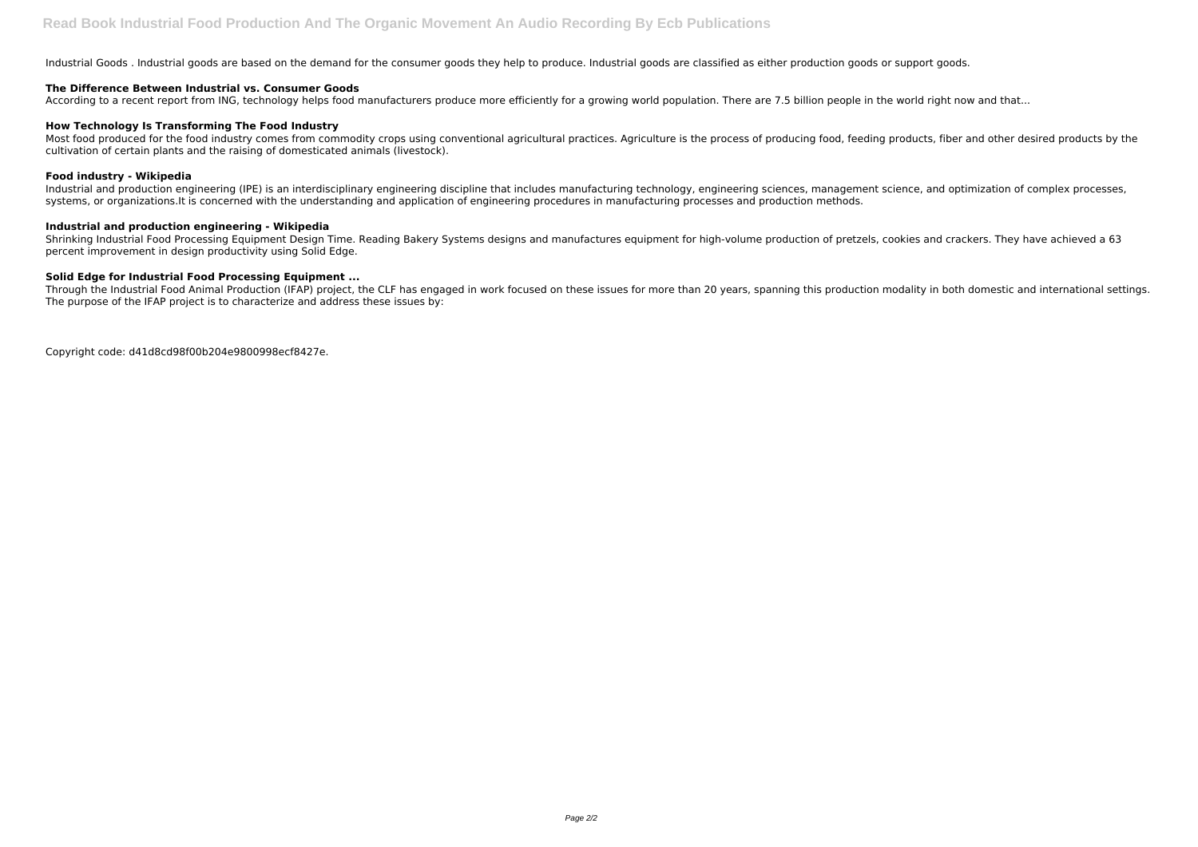Industrial Goods . Industrial goods are based on the demand for the consumer goods they help to produce. Industrial goods are classified as either production goods or support goods.

### The Difference Between Industrial vs. Consumer Goods

According to a recent report from ING, technology helps food manufacturers produce more efficiently for a growing world population. There are 7.5 billion people in the world right now and that...

### How Technology Is Transforming The Food Industry

Most food produced for the food industry comes from commodity crops using conventional agricultural practices. Agriculture is the process of producing food, feeding products, fiber and other desired products by the cultivation of certain plants and the raising of domesticated animals (livestock).

### Food industry - Wikipedia

Industrial and production engineering (IPE) is an interdisciplinary engineering discipline that includes manufacturing technology, engineering sciences, management science, and optimization of complex processes, systems, or organizations.It is concerned with the understanding and application of engineering procedures in manufacturing processes and production methods.

### Industrial and production engineering - Wikipedia

Shrinking Industrial Food Processing Equipment Design Time. Reading Bakery Systems designs and manufactures equipment for high-volume production of pretzels, cookies and crackers. They have achieved a 63 percent improvement in design productivity using Solid Edge.

### Solid Edge for Industrial Food Processing Equipment ...

Through the Industrial Food Animal Production (IFAP) project, the CLF has engaged in work focused on these issues for more than 20 years, spanning this production modality in both domestic and international settings. The purpose of the IFAP project is to characterize and address these issues by:

Copyright code: d41d8cd98f00b204e9800998ecf8427e.